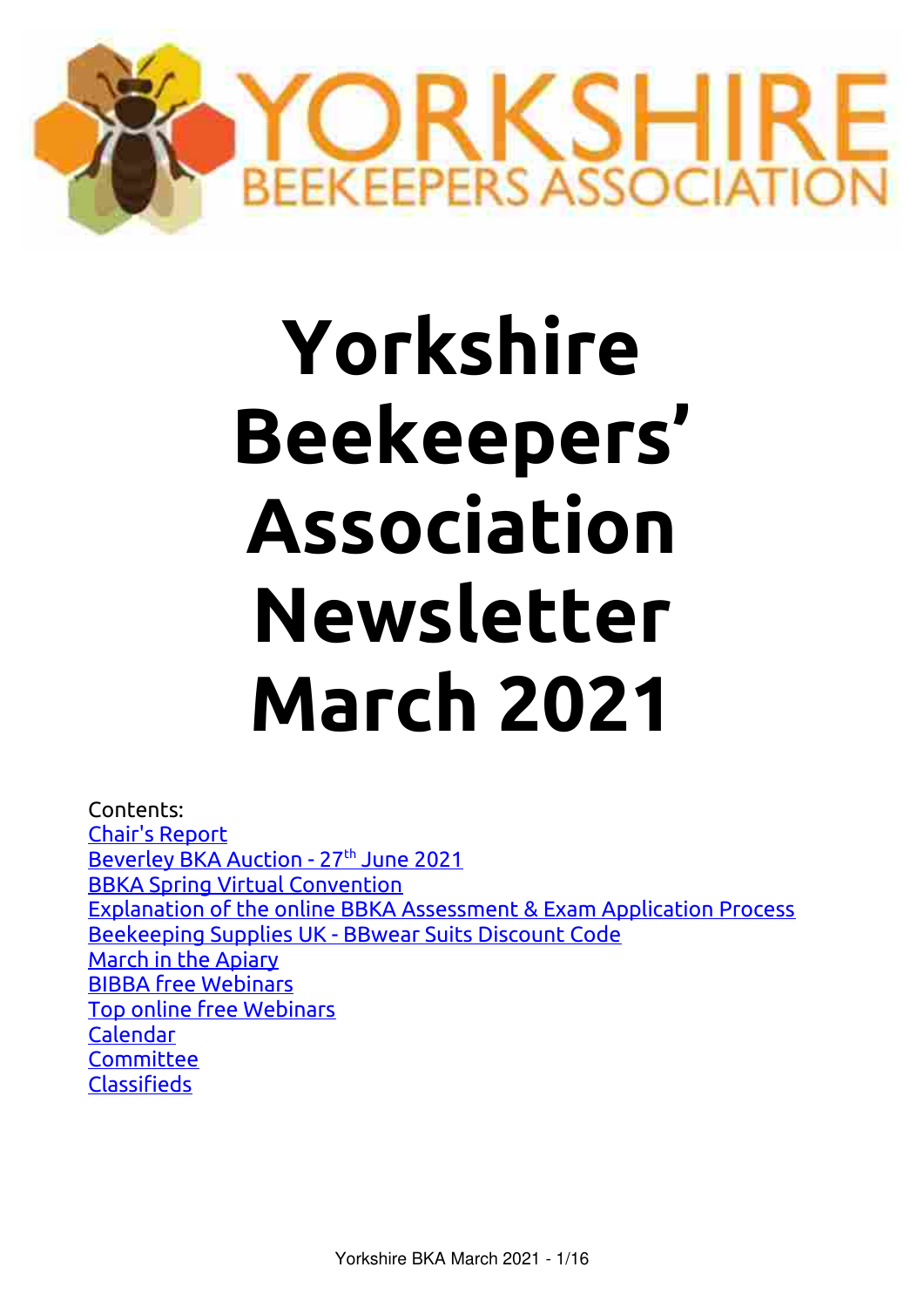# Yorkshire Beekeepers' Association Newsletter March 2021

Contents:

- Chair's Report
- Beverley BKA Auction - 27th June 2021
- BBKA Spring Virtual Convention
- Explanation of the online BBKA Assessment & Exam Application Process
- Beekeeping Supplies UK - BBwear Suits Discount Code
- March in the Apiary
- BIBBA free Webinars
- Top online free Webinars
- Calendar
- Committee
- Classifieds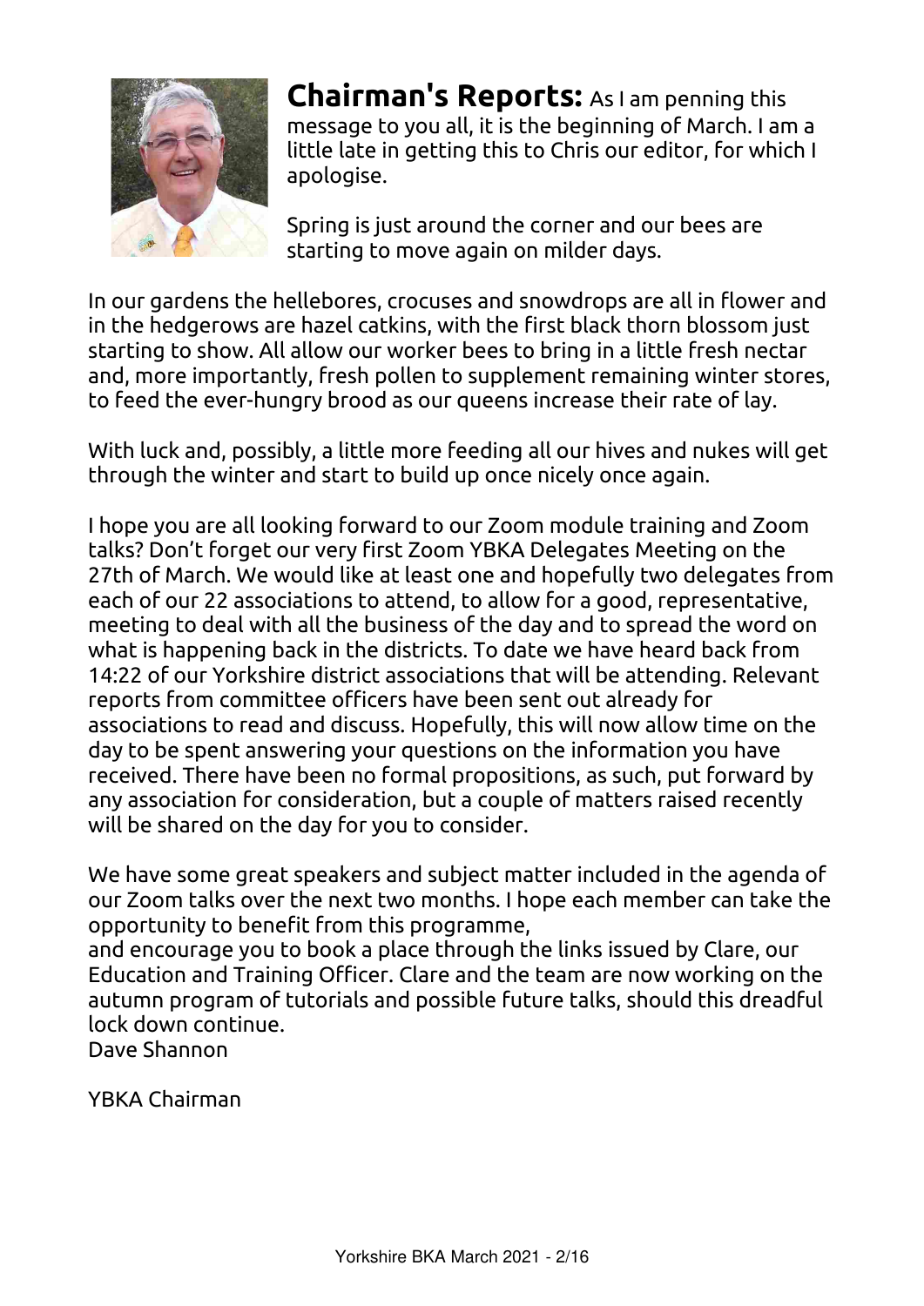**Chairman's Reports:** As I am penning this message to you all, it is the beginning of March. I am a little late in getting this to Chris our editor, for which I apologise.

Spring is just around the corner and our bees are starting to move again on milder days.

In our gardens the hellebores, crocuses and snowdrops are all in flower and in the hedgerows are hazel catkins, with the first black thorn blossom just starting to show. All allow our worker bees to bring in a little fresh nectar and, more importantly, fresh pollen to supplement remaining winter stores, to feed the ever-hungry brood as our queens increase their rate of lay.

With luck and, possibly, a little more feeding all our hives and nukes will get through the winter and start to build up once nicely once again.

I hope you are all looking forward to our Zoom module training and Zoom talks? Don't forget our very first Zoom YBKA Delegates Meeting on the 27th of March. We would like at least one and hopefully two delegates from each of our 22 associations to attend, to allow for a good, representative, meeting to deal with all the business of the day and to spread the word on what is happening back in the districts. To date we have heard back from 14:22 of our Yorkshire district associations that will be attending. Relevant reports from committee officers have been sent out already for associations to read and discuss. Hopefully, this will now allow time on the day to be spent answering your questions on the information you have received. There have been no formal propositions, as such, put forward by any association for consideration, but a couple of matters raised recently will be shared on the day for you to consider.

We have some great speakers and subject matter included in the agenda of our Zoom talks over the next two months. I hope each member can take the opportunity to benefit from this programme,
and encourage you to book a place through the links issued by Clare, our Education and Training Officer. Clare and the team are now working on the autumn program of tutorials and possible future talks, should this dreadful lock down continue.
Dave Shannon

YBKA Chairman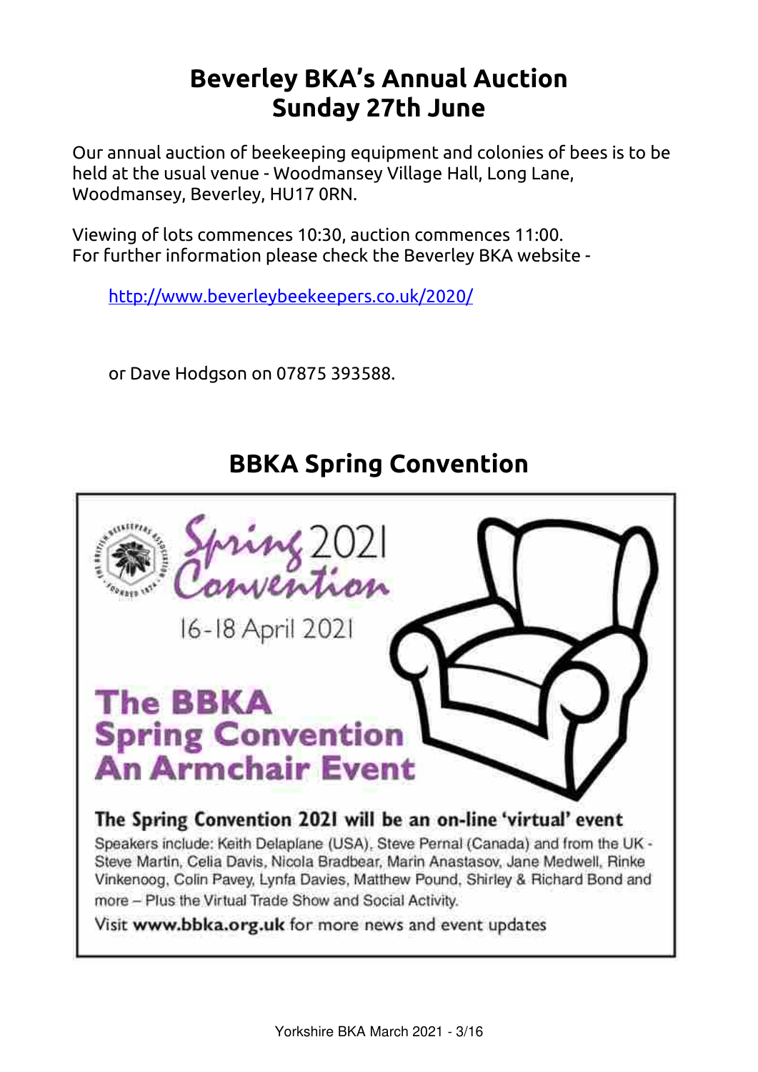# Beverley BKA's Annual Auction
# Sunday 27th June

Our annual auction of beekeeping equipment and colonies of bees is to be held at the usual venue - Woodmansey Village Hall, Long Lane, Woodmansey, Beverley, HU17 0RN.

Viewing of lots commences 10:30, auction commences 11:00.
For further information please check the Beverley BKA website -

[http://www.beverleybeekeepers.co.uk/2020/](http://www.beverleybeekeepers.co.uk/2020/)

or Dave Hodgson on 07875 393588.

## BBKA Spring Convention

Spring 2021 Convention

16-18 April 2021

**The BBKA Spring Convention An Armchair Event**

**The Spring Convention 2021 will be an on-line 'virtual' event**

Speakers include: Keith Delaplane (USA), Steve Pernal (Canada) and from the UK - Steve Martin, Celia Davis, Nicola Bradbear, Marin Anastasov, Jane Medwell, Rinke Vinkenoog, Colin Pavey, Lynfa Davies, Matthew Pound, Shirley & Richard Bond and more – Plus the Virtual Trade Show and Social Activity.

Visit **www.bbka.org.uk** for more news and event updates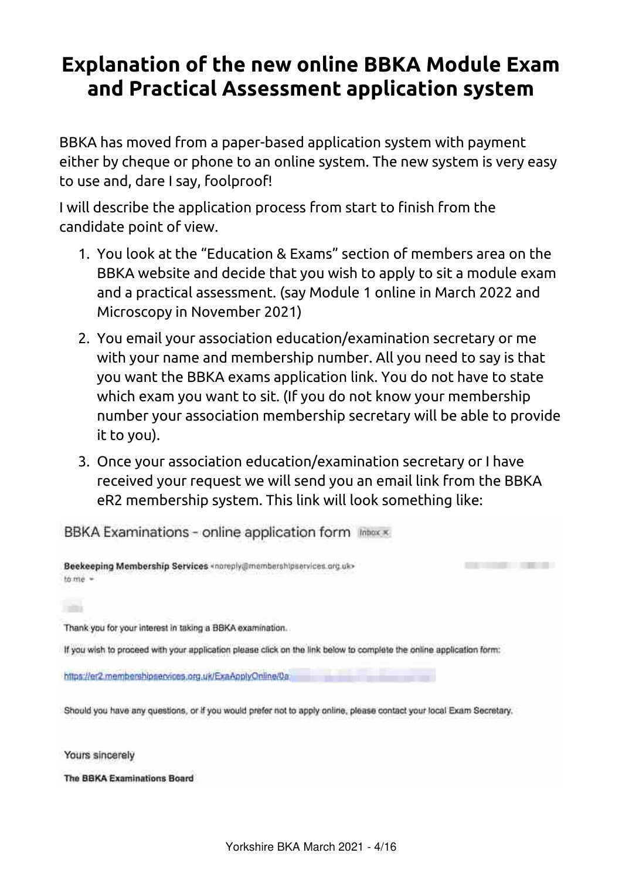# Explanation of the new online BBKA Module Exam and Practical Assessment application system

BBKA has moved from a paper-based application system with payment either by cheque or phone to an online system. The new system is very easy to use and, dare I say, foolproof!

I will describe the application process from start to finish from the candidate point of view.

1. You look at the "Education & Exams" section of members area on the BBKA website and decide that you wish to apply to sit a module exam and a practical assessment. (say Module 1 online in March 2022 and Microscopy in November 2021)
2. You email your association education/examination secretary or me with your name and membership number. All you need to say is that you want the BBKA exams application link. You do not have to state which exam you want to sit. (If you do not know your membership number your association membership secretary will be able to provide it to you).
3. Once your association education/examination secretary or I have received your request we will send you an email link from the BBKA eR2 membership system. This link will look something like:

BBKA Examinations - online application form Inbox ×

**Beekeeping Membership Services** <noreply@membershipservices.org.uk>
to me

Thank you for your interest in taking a BBKA examination.

If you wish to proceed with your application please click on the link below to complete the online application form:

https://er2.membershipservices.org.uk/ExaApplyOnline/0a

Should you have any questions, or if you would prefer not to apply online, please contact your local Exam Secretary.

Yours sincerely

**The BBKA Examinations Board**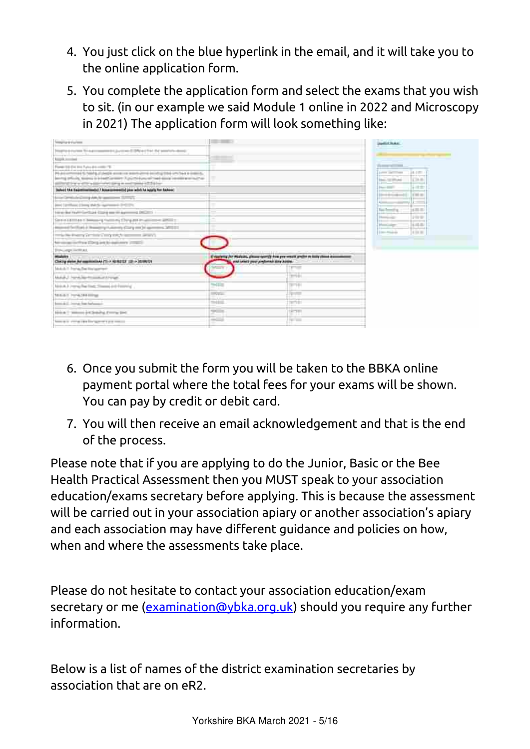4. You just click on the blue hyperlink in the email, and it will take you to the online application form.
5. You complete the application form and select the exams that you wish to sit. (in our example we said Module 1 online in 2022 and Microscopy in 2021) The application form will look something like:

6. Once you submit the form you will be taken to the BBKA online payment portal where the total fees for your exams will be shown. You can pay by credit or debit card.
7. You will then receive an email acknowledgement and that is the end of the process.

Please note that if you are applying to do the Junior, Basic or the Bee Health Practical Assessment then you MUST speak to your association education/exams secretary before applying. This is because the assessment will be carried out in your association apiary or another association's apiary and each association may have different guidance and policies on how, when and where the assessments take place.

Please do not hesitate to contact your association education/exam secretary or me ([examination@ybka.org.uk](mailto:examination@ybka.org.uk)) should you require any further information.

Below is a list of names of the district examination secretaries by association that are on eR2.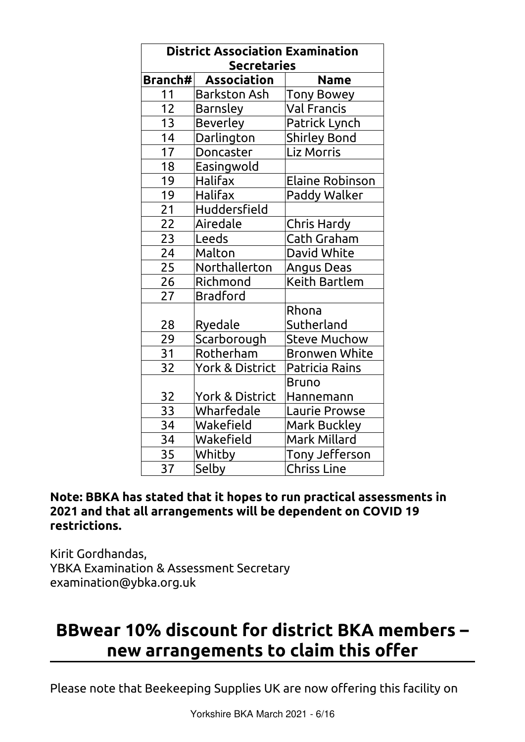| District Association Examination Secretaries | | |
|---|---|---|
| **Branch#** | **Association** | **Name** |
| 11 | Barkston Ash | Tony Bowey |
| 12 | Barnsley | Val Francis |
| 13 | Beverley | Patrick Lynch |
| 14 | Darlington | Shirley Bond |
| 17 | Doncaster | Liz Morris |
| 18 | Easingwold | |
| 19 | Halifax | Elaine Robinson |
| 19 | Halifax | Paddy Walker |
| 21 | Huddersfield | |
| 22 | Airedale | Chris Hardy |
| 23 | Leeds | Cath Graham |
| 24 | Malton | David White |
| 25 | Northallerton | Angus Deas |
| 26 | Richmond | Keith Bartlem |
| 27 | Bradford | |
| 28 | Ryedale | Rhona Sutherland |
| 29 | Scarborough | Steve Muchow |
| 31 | Rotherham | Bronwen White |
| 32 | York & District | Patricia Rains |
| 32 | York & District | Bruno Hannemann |
| 33 | Wharfedale | Laurie Prowse |
| 34 | Wakefield | Mark Buckley |
| 34 | Wakefield | Mark Millard |
| 35 | Whitby | Tony Jefferson |
| 37 | Selby | Chriss Line |

**Note: BBKA has stated that it hopes to run practical assessments in 2021 and that all arrangements will be dependent on COVID 19 restrictions.**

Kirit Gordhandas,
YBKA Examination & Assessment Secretary
examination@ybka.org.uk

## BBwear 10% discount for district BKA members – new arrangements to claim this offer

Please note that Beekeeping Supplies UK are now offering this facility on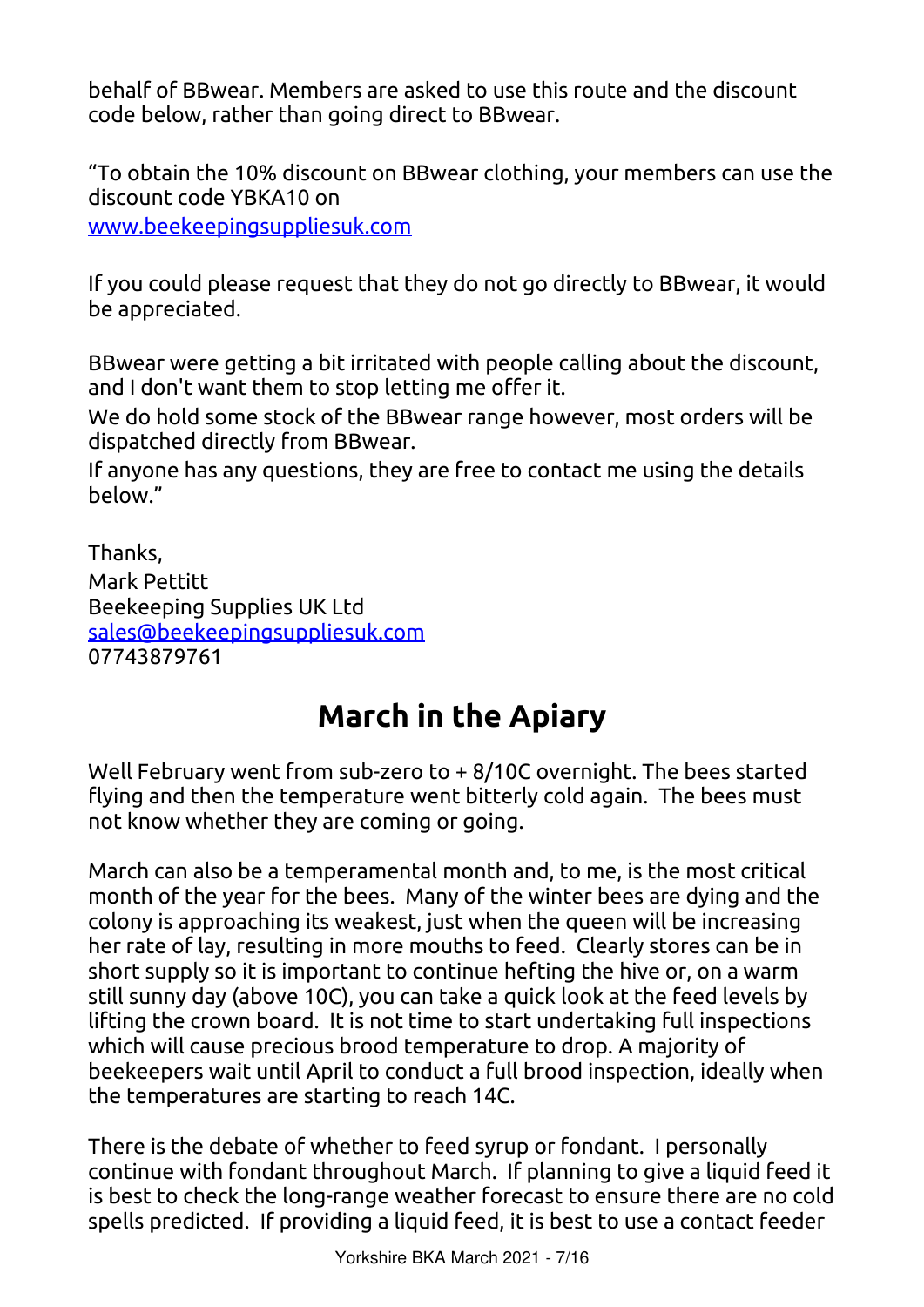behalf of BBwear. Members are asked to use this route and the discount code below, rather than going direct to BBwear.

"To obtain the 10% discount on BBwear clothing, your members can use the discount code YBKA10 on
www.beekeepingsuppliesuk.com

If you could please request that they do not go directly to BBwear, it would be appreciated.

BBwear were getting a bit irritated with people calling about the discount, and I don't want them to stop letting me offer it.
We do hold some stock of the BBwear range however, most orders will be dispatched directly from BBwear.
If anyone has any questions, they are free to contact me using the details below."

Thanks,
Mark Pettitt
Beekeeping Supplies UK Ltd
sales@beekeepingsuppliesuk.com
07743879761

## March in the Apiary

Well February went from sub-zero to + 8/10C overnight. The bees started flying and then the temperature went bitterly cold again. The bees must not know whether they are coming or going.

March can also be a temperamental month and, to me, is the most critical month of the year for the bees. Many of the winter bees are dying and the colony is approaching its weakest, just when the queen will be increasing her rate of lay, resulting in more mouths to feed. Clearly stores can be in short supply so it is important to continue hefting the hive or, on a warm still sunny day (above 10C), you can take a quick look at the feed levels by lifting the crown board. It is not time to start undertaking full inspections which will cause precious brood temperature to drop. A majority of beekeepers wait until April to conduct a full brood inspection, ideally when the temperatures are starting to reach 14C.

There is the debate of whether to feed syrup or fondant. I personally continue with fondant throughout March. If planning to give a liquid feed it is best to check the long-range weather forecast to ensure there are no cold spells predicted. If providing a liquid feed, it is best to use a contact feeder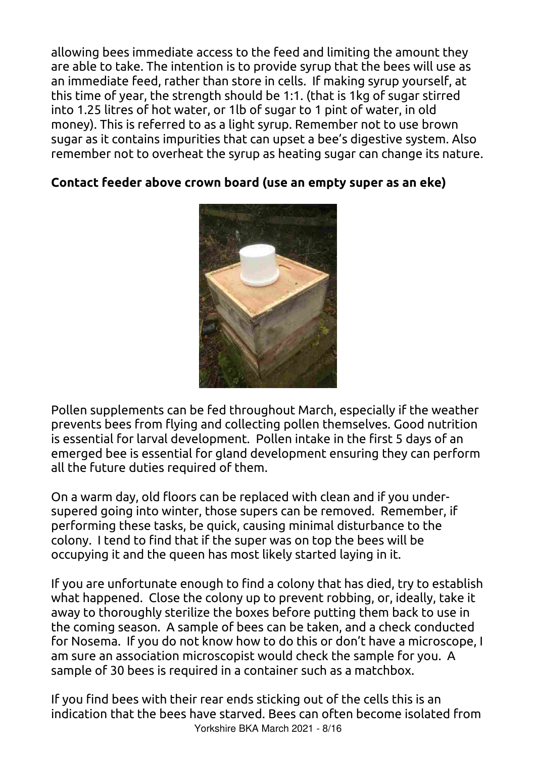allowing bees immediate access to the feed and limiting the amount they are able to take. The intention is to provide syrup that the bees will use as an immediate feed, rather than store in cells. If making syrup yourself, at this time of year, the strength should be 1:1. (that is 1kg of sugar stirred into 1.25 litres of hot water, or 1lb of sugar to 1 pint of water, in old money). This is referred to as a light syrup. Remember not to use brown sugar as it contains impurities that can upset a bee's digestive system. Also remember not to overheat the syrup as heating sugar can change its nature.

**Contact feeder above crown board (use an empty super as an eke)**

Pollen supplements can be fed throughout March, especially if the weather prevents bees from flying and collecting pollen themselves. Good nutrition is essential for larval development. Pollen intake in the first 5 days of an emerged bee is essential for gland development ensuring they can perform all the future duties required of them.

On a warm day, old floors can be replaced with clean and if you under-supered going into winter, those supers can be removed. Remember, if performing these tasks, be quick, causing minimal disturbance to the colony. I tend to find that if the super was on top the bees will be occupying it and the queen has most likely started laying in it.

If you are unfortunate enough to find a colony that has died, try to establish what happened. Close the colony up to prevent robbing, or, ideally, take it away to thoroughly sterilize the boxes before putting them back to use in the coming season. A sample of bees can be taken, and a check conducted for Nosema. If you do not know how to do this or don't have a microscope, I am sure an association microscopist would check the sample for you. A sample of 30 bees is required in a container such as a matchbox.

If you find bees with their rear ends sticking out of the cells this is an indication that the bees have starved. Bees can often become isolated from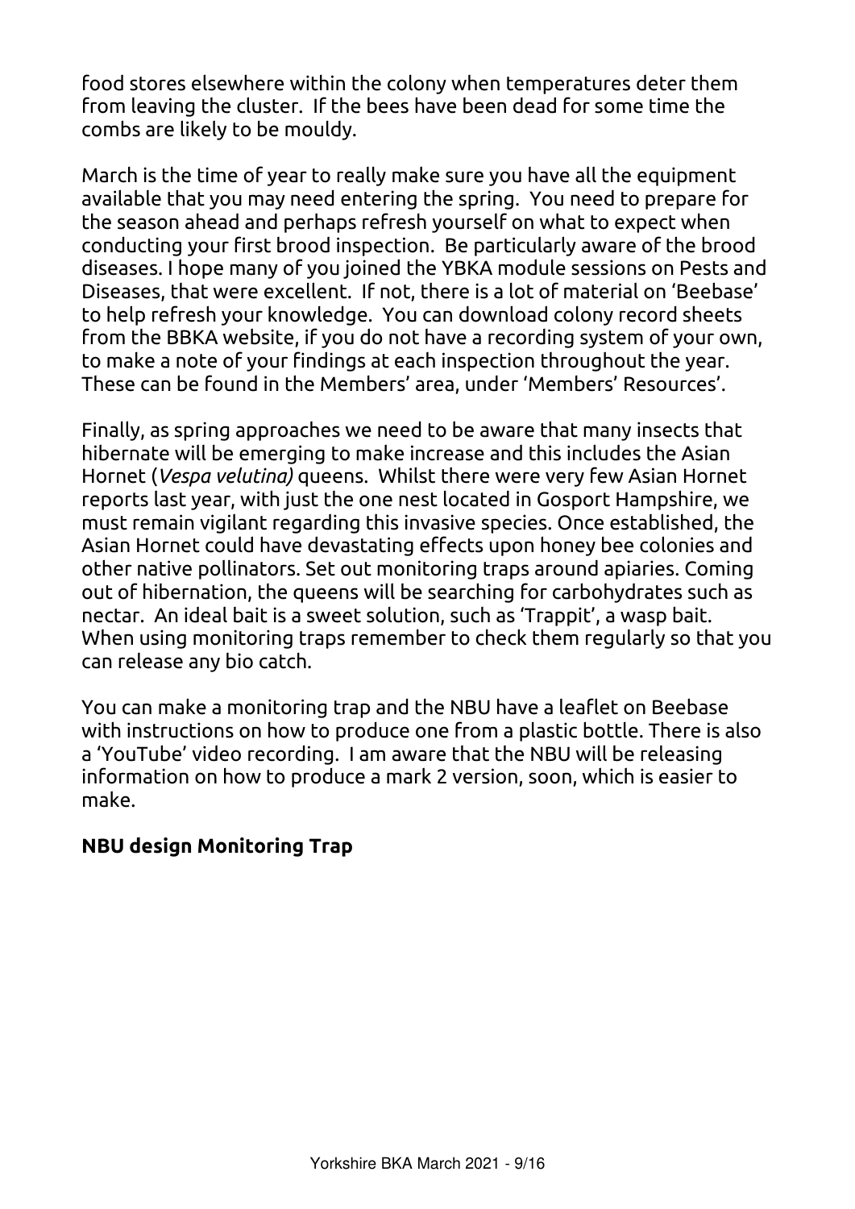food stores elsewhere within the colony when temperatures deter them from leaving the cluster. If the bees have been dead for some time the combs are likely to be mouldy.

March is the time of year to really make sure you have all the equipment available that you may need entering the spring. You need to prepare for the season ahead and perhaps refresh yourself on what to expect when conducting your first brood inspection. Be particularly aware of the brood diseases. I hope many of you joined the YBKA module sessions on Pests and Diseases, that were excellent. If not, there is a lot of material on 'Beebase' to help refresh your knowledge. You can download colony record sheets from the BBKA website, if you do not have a recording system of your own, to make a note of your findings at each inspection throughout the year. These can be found in the Members' area, under 'Members' Resources'.

Finally, as spring approaches we need to be aware that many insects that hibernate will be emerging to make increase and this includes the Asian Hornet (*Vespa velutina)* queens. Whilst there were very few Asian Hornet reports last year, with just the one nest located in Gosport Hampshire, we must remain vigilant regarding this invasive species. Once established, the Asian Hornet could have devastating effects upon honey bee colonies and other native pollinators. Set out monitoring traps around apiaries. Coming out of hibernation, the queens will be searching for carbohydrates such as nectar. An ideal bait is a sweet solution, such as 'Trappit', a wasp bait. When using monitoring traps remember to check them regularly so that you can release any bio catch.

You can make a monitoring trap and the NBU have a leaflet on Beebase with instructions on how to produce one from a plastic bottle. There is also a 'YouTube' video recording. I am aware that the NBU will be releasing information on how to produce a mark 2 version, soon, which is easier to make.

**NBU design Monitoring Trap**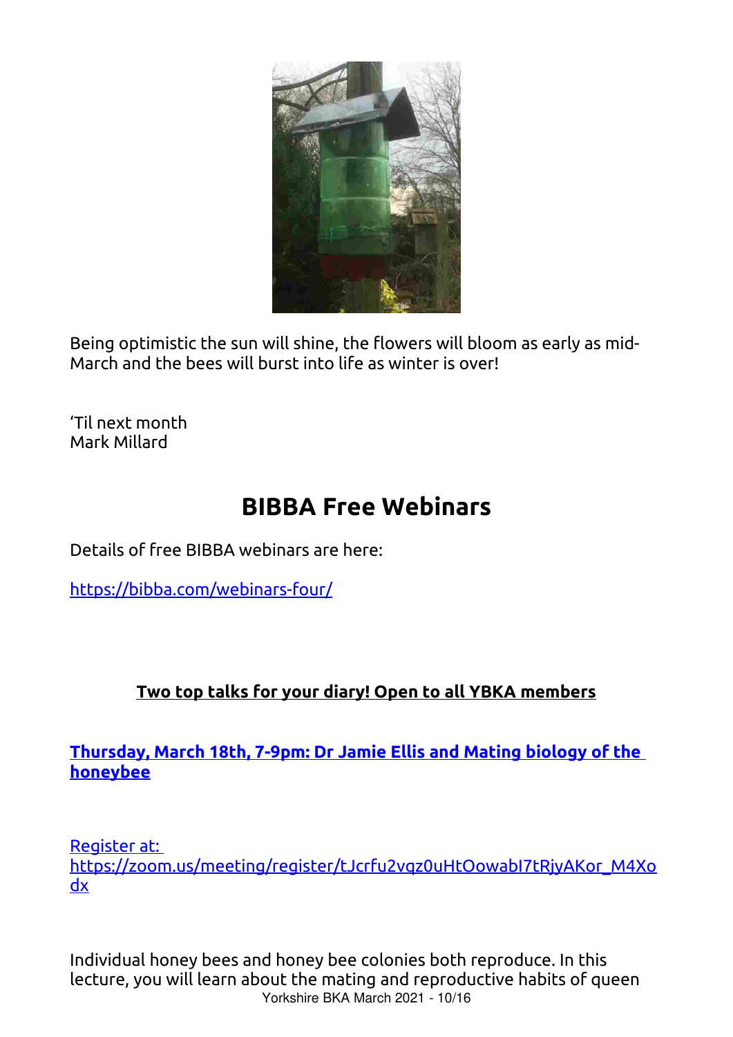Being optimistic the sun will shine, the flowers will bloom as early as mid-March and the bees will burst into life as winter is over!

'Til next month
Mark Millard

# BIBBA Free Webinars

Details of free BIBBA webinars are here:

https://bibba.com/webinars-four/

**Two top talks for your diary! Open to all YBKA members**

**Thursday, March 18th, 7-9pm: Dr Jamie Ellis and Mating biology of the honeybee**

Register at: https://zoom.us/meeting/register/tJcrfu2vqz0uHtOowabI7tRjyAKor_M4Xodx

Individual honey bees and honey bee colonies both reproduce. In this lecture, you will learn about the mating and reproductive habits of queen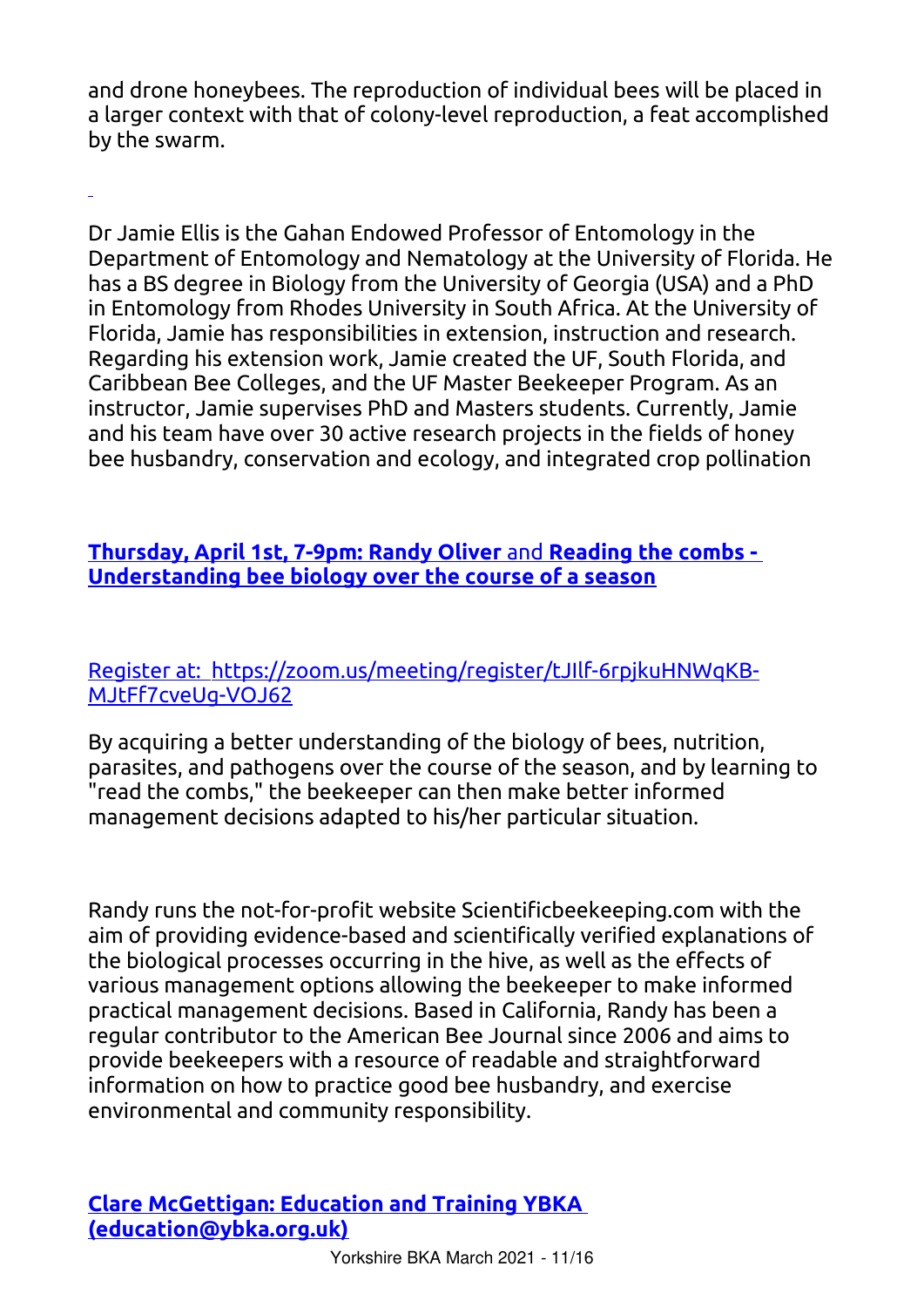and drone honeybees. The reproduction of individual bees will be placed in a larger context with that of colony-level reproduction, a feat accomplished by the swarm.

Dr Jamie Ellis is the Gahan Endowed Professor of Entomology in the Department of Entomology and Nematology at the University of Florida. He has a BS degree in Biology from the University of Georgia (USA) and a PhD in Entomology from Rhodes University in South Africa. At the University of Florida, Jamie has responsibilities in extension, instruction and research. Regarding his extension work, Jamie created the UF, South Florida, and Caribbean Bee Colleges, and the UF Master Beekeeper Program. As an instructor, Jamie supervises PhD and Masters students. Currently, Jamie and his team have over 30 active research projects in the fields of honey bee husbandry, conservation and ecology, and integrated crop pollination

**Thursday, April 1st, 7-9pm: Randy Oliver** and **Reading the combs - Understanding bee biology over the course of a season**

Register at: https://zoom.us/meeting/register/tJIlf-6rpjkuHNWqKB-MJtFf7cveUg-VOJ62

By acquiring a better understanding of the biology of bees, nutrition, parasites, and pathogens over the course of the season, and by learning to "read the combs," the beekeeper can then make better informed management decisions adapted to his/her particular situation.

Randy runs the not-for-profit website Scientificbeekeeping.com with the aim of providing evidence-based and scientifically verified explanations of the biological processes occurring in the hive, as well as the effects of various management options allowing the beekeeper to make informed practical management decisions. Based in California, Randy has been a regular contributor to the American Bee Journal since 2006 and aims to provide beekeepers with a resource of readable and straightforward information on how to practice good bee husbandry, and exercise environmental and community responsibility.

**Clare McGettigan: Education and Training YBKA (education@ybka.org.uk)**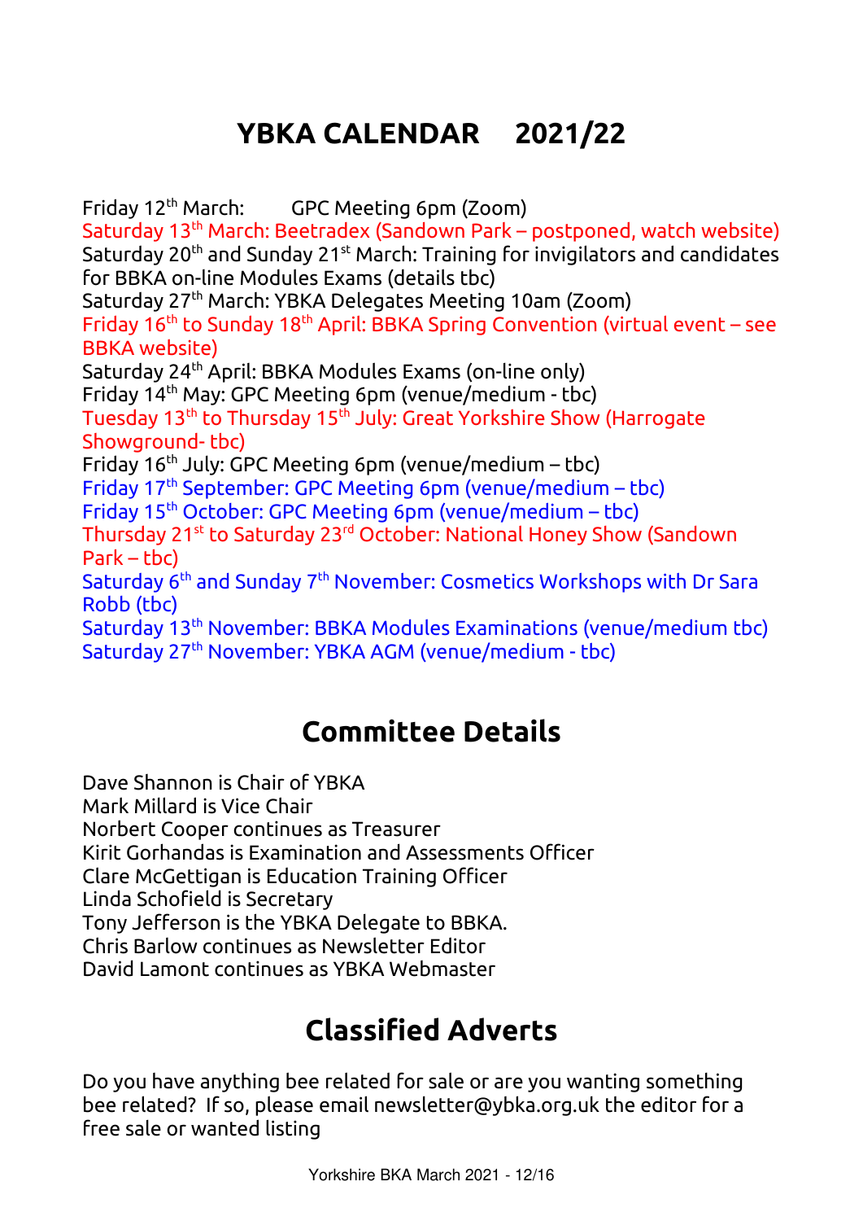# YBKA CALENDAR 2021/22

Friday 12th March: GPC Meeting 6pm (Zoom)
Saturday 13th March: Beetradex (Sandown Park – postponed, watch website)
Saturday 20th and Sunday 21st March: Training for invigilators and candidates for BBKA on-line Modules Exams (details tbc)
Saturday 27th March: YBKA Delegates Meeting 10am (Zoom)
Friday 16th to Sunday 18th April: BBKA Spring Convention (virtual event – see BBKA website)
Saturday 24th April: BBKA Modules Exams (on-line only)
Friday 14th May: GPC Meeting 6pm (venue/medium - tbc)
Tuesday 13th to Thursday 15th July: Great Yorkshire Show (Harrogate Showground- tbc)
Friday 16th July: GPC Meeting 6pm (venue/medium – tbc)
Friday 17th September: GPC Meeting 6pm (venue/medium – tbc)
Friday 15th October: GPC Meeting 6pm (venue/medium – tbc)
Thursday 21st to Saturday 23rd October: National Honey Show (Sandown Park – tbc)
Saturday 6th and Sunday 7th November: Cosmetics Workshops with Dr Sara Robb (tbc)
Saturday 13th November: BBKA Modules Examinations (venue/medium tbc)
Saturday 27th November: YBKA AGM (venue/medium - tbc)

## Committee Details

Dave Shannon is Chair of YBKA
Mark Millard is Vice Chair
Norbert Cooper continues as Treasurer
Kirit Gorhandas is Examination and Assessments Officer
Clare McGettigan is Education Training Officer
Linda Schofield is Secretary
Tony Jefferson is the YBKA Delegate to BBKA.
Chris Barlow continues as Newsletter Editor
David Lamont continues as YBKA Webmaster

## Classified Adverts

Do you have anything bee related for sale or are you wanting something bee related? If so, please email newsletter@ybka.org.uk the editor for a free sale or wanted listing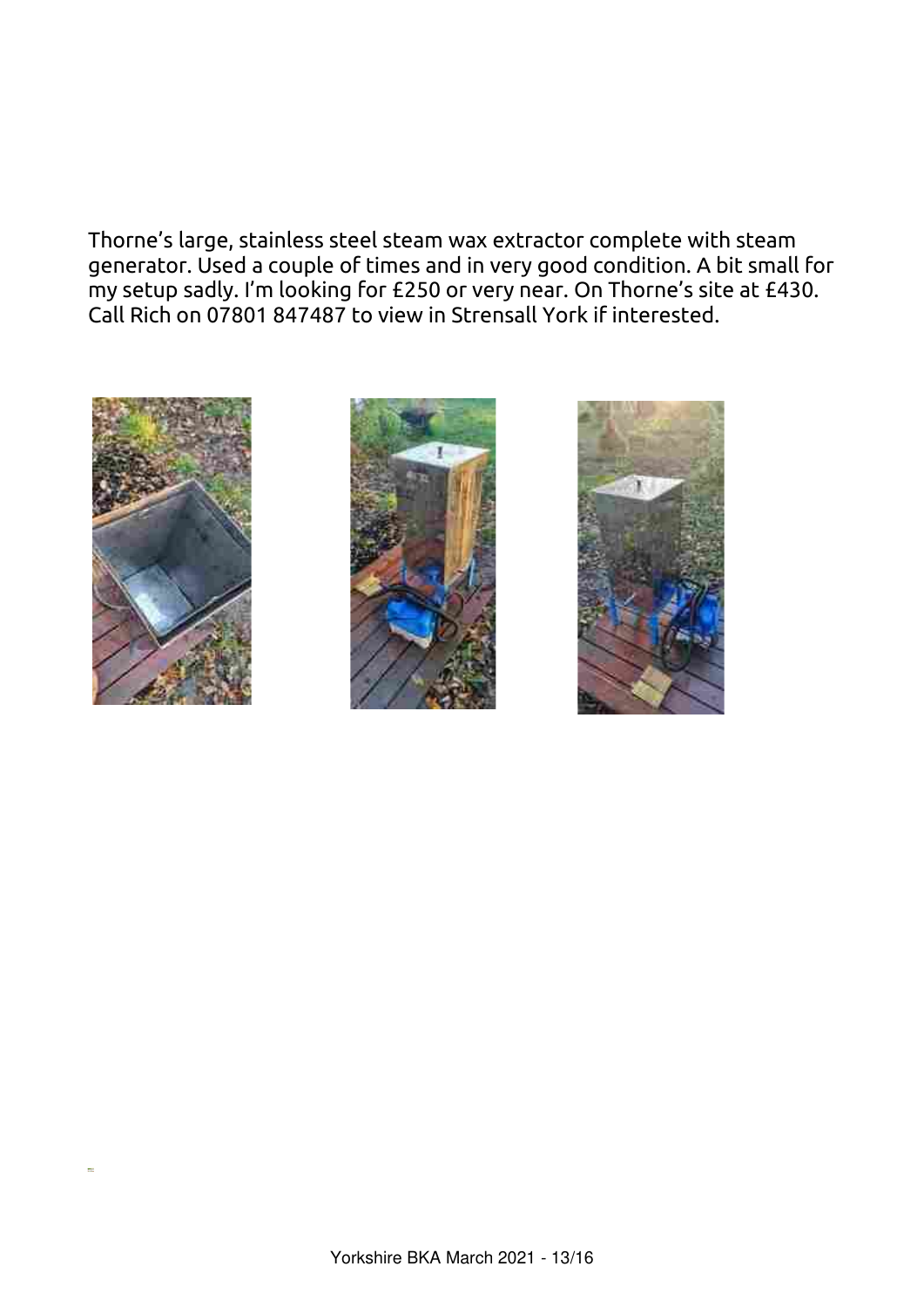Thorne's large, stainless steel steam wax extractor complete with steam generator. Used a couple of times and in very good condition. A bit small for my setup sadly. I'm looking for £250 or very near. On Thorne's site at £430. Call Rich on 07801 847487 to view in Strensall York if interested.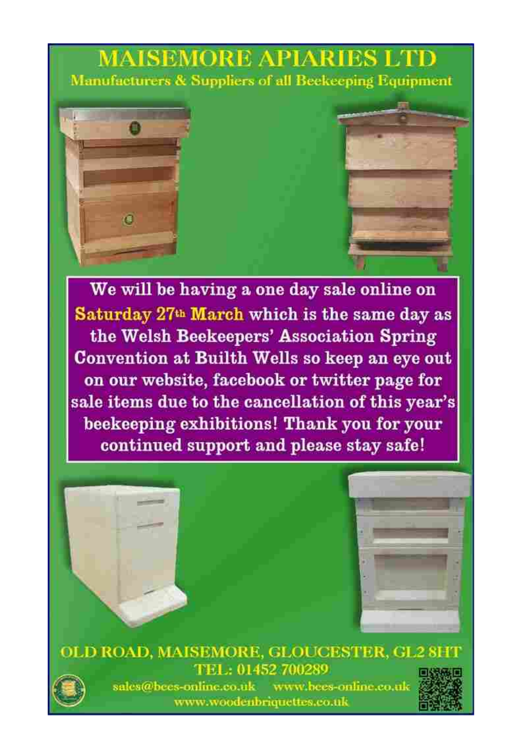# MAISEMORE APIARIES LTD

**Manufacturers & Suppliers of all Beekeeping Equipment**

**We will be having a one day sale online on Saturday 27th March which is the same day as the Welsh Beekeepers' Association Spring Convention at Builth Wells so keep an eye out on our website, facebook or twitter page for sale items due to the cancellation of this year's beekeeping exhibitions! Thank you for your continued support and please stay safe!**

OLD ROAD, MAISEMORE, GLOUCESTER, GL2 8HT

TEL: 01452 700289

sales@bees-online.co.uk www.bees-online.co.uk

www.woodenbriquettes.co.uk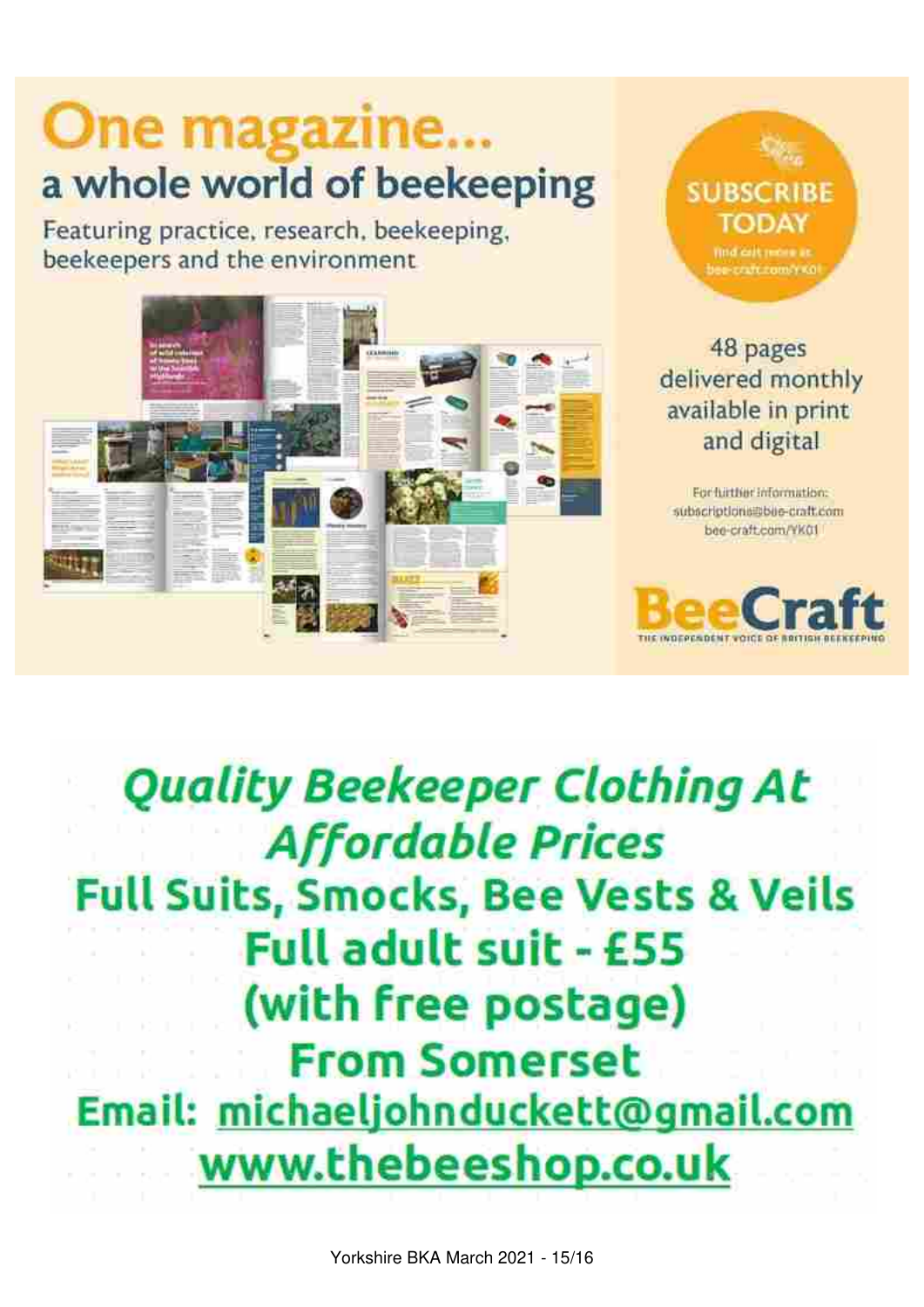# One magazine...

## a whole world of beekeeping

Featuring practice, research, beekeeping, beekeepers and the environment

**SUBSCRIBE TODAY**

Find out more at bee-craft.com/YK01

48 pages delivered monthly available in print and digital

For further information:
subscriptions@bee-craft.com
bee-craft.com/YK01

**BeeCraft**

THE INDEPENDENT VOICE OF BRITISH BEEKEEPING

***Quality Beekeeper Clothing At Affordable Prices***

**Full Suits, Smocks, Bee Vests & Veils**

**Full adult suit - £55**

**(with free postage)**

**From Somerset**

**Email: michaeljohnduckett@gmail.com**

**www.thebeeshop.co.uk**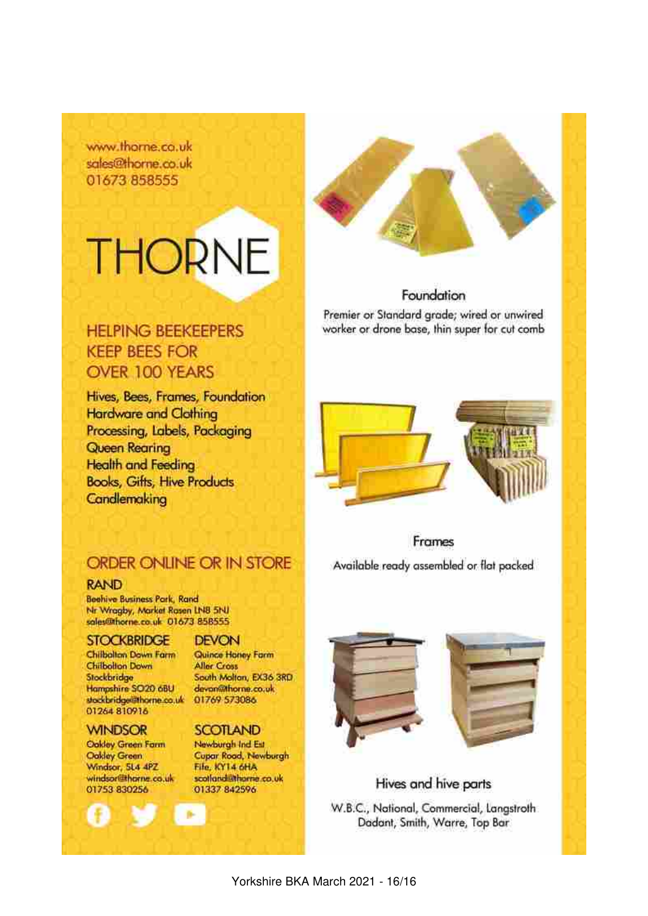www.thorne.co.uk
sales@thorne.co.uk
01673 858555

# THORNE

## HELPING BEEKEEPERS KEEP BEES FOR OVER 100 YEARS

Hives, Bees, Frames, Foundation
Hardware and Clothing
Processing, Labels, Packaging
Queen Rearing
Health and Feeding
Books, Gifts, Hive Products
Candlemaking

## ORDER ONLINE OR IN STORE

### RAND
Beehive Business Park, Rand
Nr Wragby, Market Rasen LN8 5NJ
sales@thorne.co.uk 01673 858555

### STOCKBRIDGE
Chilbolton Down Farm
Chilbolton Down
Stockbridge
Hampshire SO20 6BU
stockbridge@thorne.co.uk
01264 810916

### DEVON
Quince Honey Farm
Aller Cross
South Molton, EX36 3RD
devon@thorne.co.uk
01769 573086

### WINDSOR
Oakley Green Farm
Oakley Green
Windsor, SL4 4PZ
windsor@thorne.co.uk
01753 830256

### SCOTLAND
Newburgh Ind Est
Cupar Road, Newburgh
Fife, KY14 6HA
scotland@thorne.co.uk
01337 842596

### Foundation
Premier or Standard grade; wired or unwired worker or drone base, thin super for cut comb

### Frames
Available ready assembled or flat packed

### Hives and hive parts
W.B.C., National, Commercial, Langstroth Dadant, Smith, Warre, Top Bar